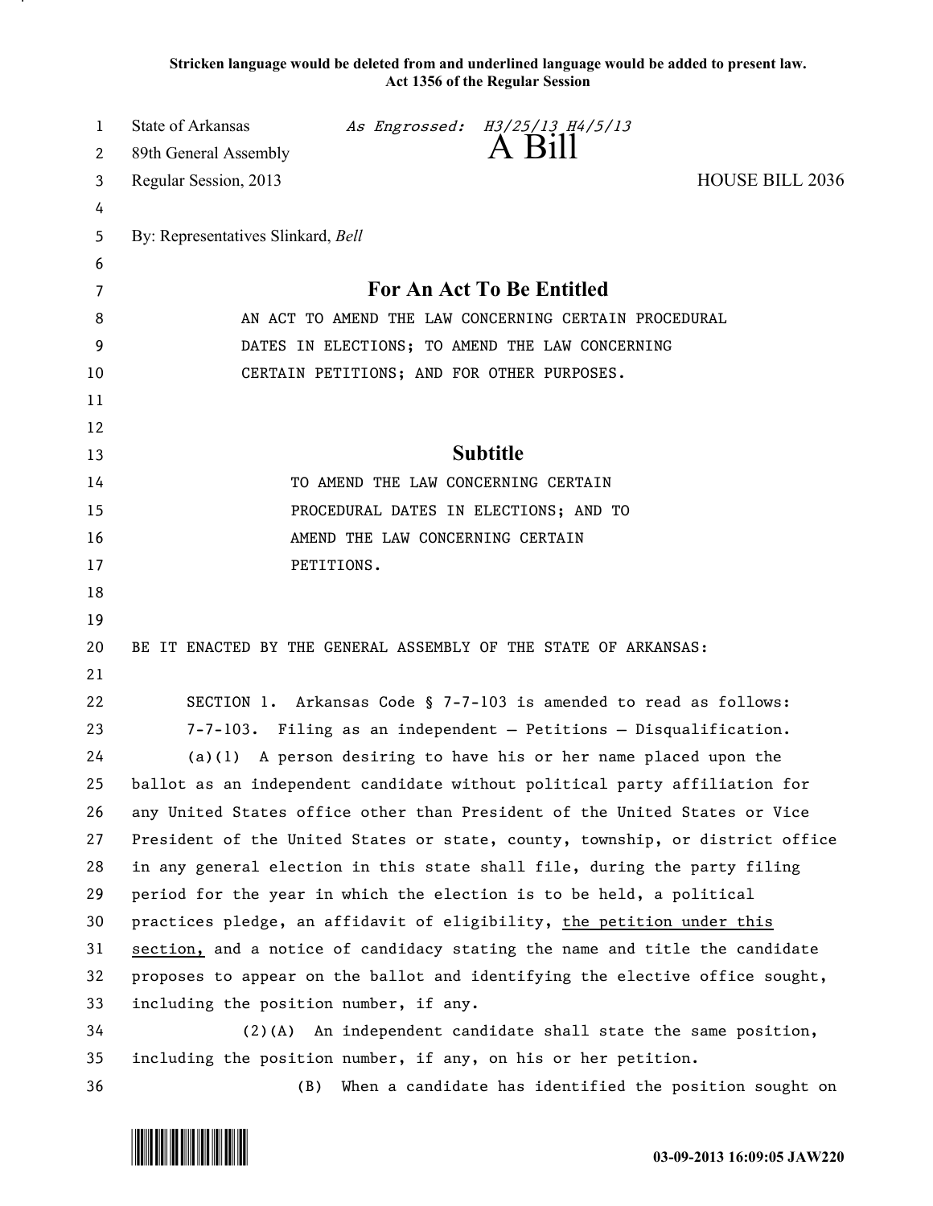**Stricken language would be deleted from and underlined language would be added to present law.**
**Act 1356 of the Regular Session**

State of Arkansas *As Engrossed: H3/25/13 H4/5/13*
89th General Assembly

# A Bill

Regular Session, 2013 HOUSE BILL 2036

By: Representatives Slinkard, *Bell*

## For An Act To Be Entitled

AN ACT TO AMEND THE LAW CONCERNING CERTAIN PROCEDURAL DATES IN ELECTIONS; TO AMEND THE LAW CONCERNING CERTAIN PETITIONS; AND FOR OTHER PURPOSES.

## Subtitle

TO AMEND THE LAW CONCERNING CERTAIN PROCEDURAL DATES IN ELECTIONS; AND TO AMEND THE LAW CONCERNING CERTAIN PETITIONS.

BE IT ENACTED BY THE GENERAL ASSEMBLY OF THE STATE OF ARKANSAS:

SECTION 1. Arkansas Code § 7-7-103 is amended to read as follows:

7-7-103. Filing as an independent — Petitions — Disqualification.

(a)(1) A person desiring to have his or her name placed upon the ballot as an independent candidate without political party affiliation for any United States office other than President of the United States or Vice President of the United States or state, county, township, or district office in any general election in this state shall file, during the party filing period for the year in which the election is to be held, a political practices pledge, an affidavit of eligibility, <u>the petition under this section,</u> and a notice of candidacy stating the name and title the candidate proposes to appear on the ballot and identifying the elective office sought, including the position number, if any.

(2)(A) An independent candidate shall state the same position, including the position number, if any, on his or her petition.

(B) When a candidate has identified the position sought on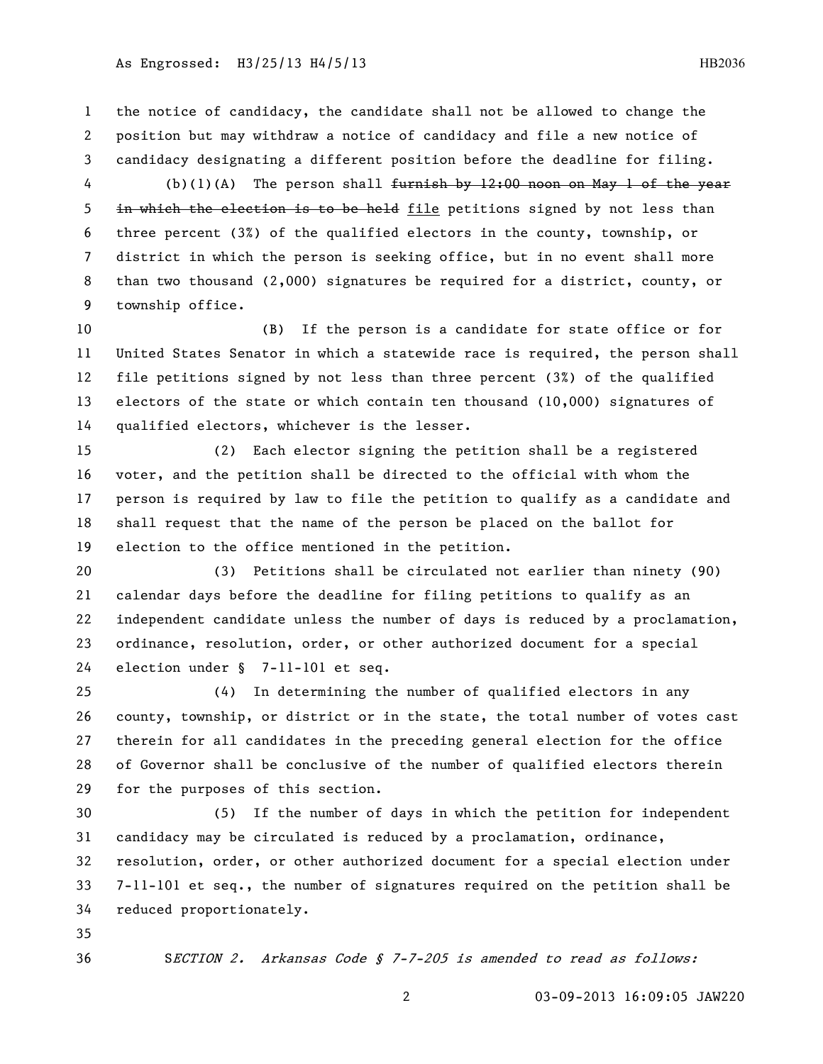the notice of candidacy, the candidate shall not be allowed to change the position but may withdraw a notice of candidacy and file a new notice of candidacy designating a different position before the deadline for filing.

(b)(1)(A) The person shall ~~furnish by 12:00 noon on May 1 of the year in which the election is to be held~~ file petitions signed by not less than three percent (3%) of the qualified electors in the county, township, or district in which the person is seeking office, but in no event shall more than two thousand (2,000) signatures be required for a district, county, or township office.

(B) If the person is a candidate for state office or for United States Senator in which a statewide race is required, the person shall file petitions signed by not less than three percent (3%) of the qualified electors of the state or which contain ten thousand (10,000) signatures of qualified electors, whichever is the lesser.

(2) Each elector signing the petition shall be a registered voter, and the petition shall be directed to the official with whom the person is required by law to file the petition to qualify as a candidate and shall request that the name of the person be placed on the ballot for election to the office mentioned in the petition.

(3) Petitions shall be circulated not earlier than ninety (90) calendar days before the deadline for filing petitions to qualify as an independent candidate unless the number of days is reduced by a proclamation, ordinance, resolution, order, or other authorized document for a special election under § 7-11-101 et seq.

(4) In determining the number of qualified electors in any county, township, or district or in the state, the total number of votes cast therein for all candidates in the preceding general election for the office of Governor shall be conclusive of the number of qualified electors therein for the purposes of this section.

(5) If the number of days in which the petition for independent candidacy may be circulated is reduced by a proclamation, ordinance, resolution, order, or other authorized document for a special election under 7-11-101 et seq., the number of signatures required on the petition shall be reduced proportionately.

*SECTION 2. Arkansas Code § 7-7-205 is amended to read as follows:*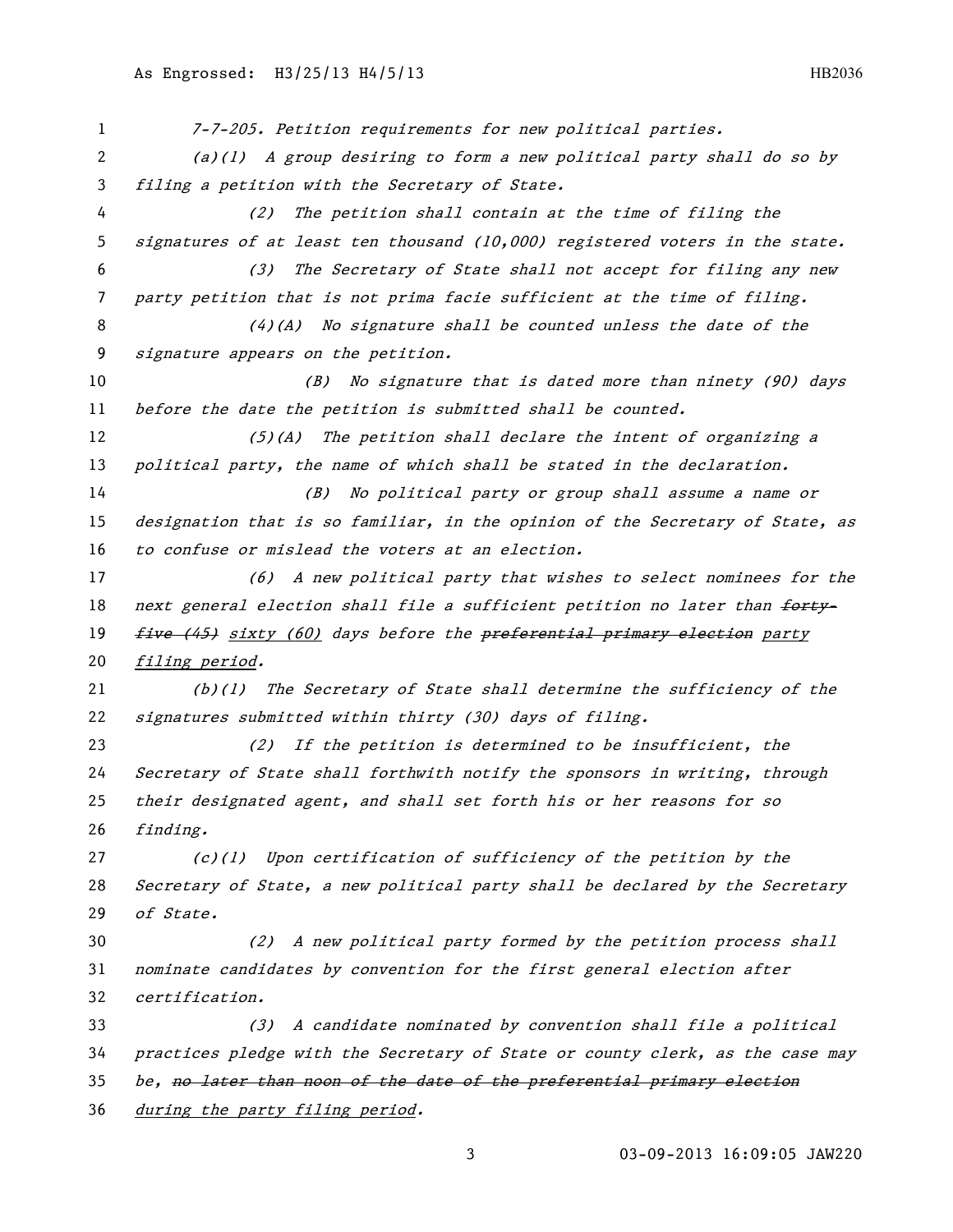*7-7-205. Petition requirements for new political parties.*

*(a)(1) A group desiring to form a new political party shall do so by filing a petition with the Secretary of State.*

*(2) The petition shall contain at the time of filing the signatures of at least ten thousand (10,000) registered voters in the state.*

*(3) The Secretary of State shall not accept for filing any new party petition that is not prima facie sufficient at the time of filing.*

*(4)(A) No signature shall be counted unless the date of the signature appears on the petition.*

*(B) No signature that is dated more than ninety (90) days before the date the petition is submitted shall be counted.*

*(5)(A) The petition shall declare the intent of organizing a political party, the name of which shall be stated in the declaration.*

*(B) No political party or group shall assume a name or designation that is so familiar, in the opinion of the Secretary of State, as to confuse or mislead the voters at an election.*

*(6) A new political party that wishes to select nominees for the next general election shall file a sufficient petition no later than ~~forty-five (45)~~ <u>sixty (60)</u> days before the ~~preferential primary election~~ <u>party filing period</u>.*

*(b)(1) The Secretary of State shall determine the sufficiency of the signatures submitted within thirty (30) days of filing.*

*(2) If the petition is determined to be insufficient, the Secretary of State shall forthwith notify the sponsors in writing, through their designated agent, and shall set forth his or her reasons for so finding.*

*(c)(1) Upon certification of sufficiency of the petition by the Secretary of State, a new political party shall be declared by the Secretary of State.*

*(2) A new political party formed by the petition process shall nominate candidates by convention for the first general election after certification.*

*(3) A candidate nominated by convention shall file a political practices pledge with the Secretary of State or county clerk, as the case may be, ~~no later than noon of the date of the preferential primary election~~ <u>during the party filing period</u>.*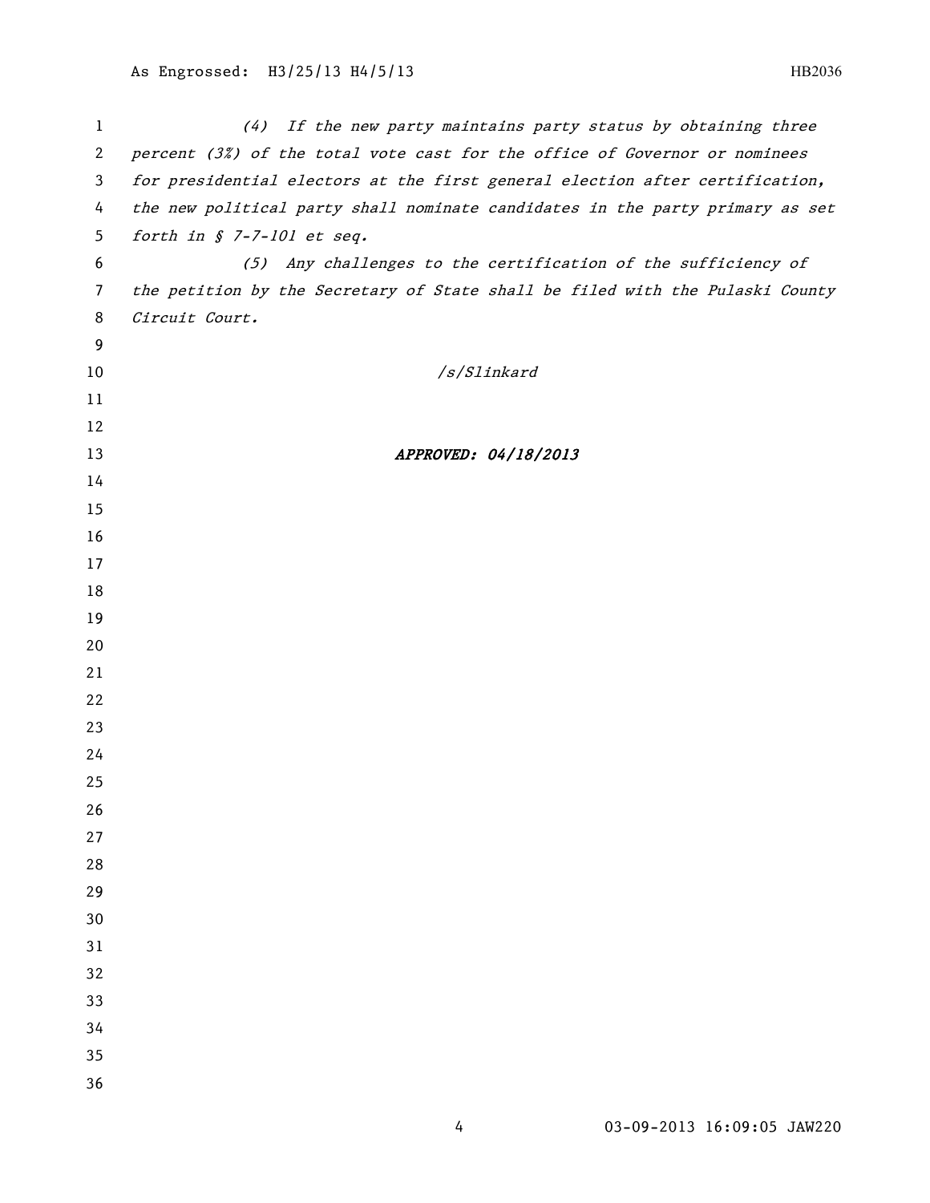*(4) If the new party maintains party status by obtaining three percent (3%) of the total vote cast for the office of Governor or nominees for presidential electors at the first general election after certification, the new political party shall nominate candidates in the party primary as set forth in § 7-7-101 et seq.*

*(5) Any challenges to the certification of the sufficiency of the petition by the Secretary of State shall be filed with the Pulaski County Circuit Court.*

*/s/Slinkard*

***APPROVED: 04/18/2013***